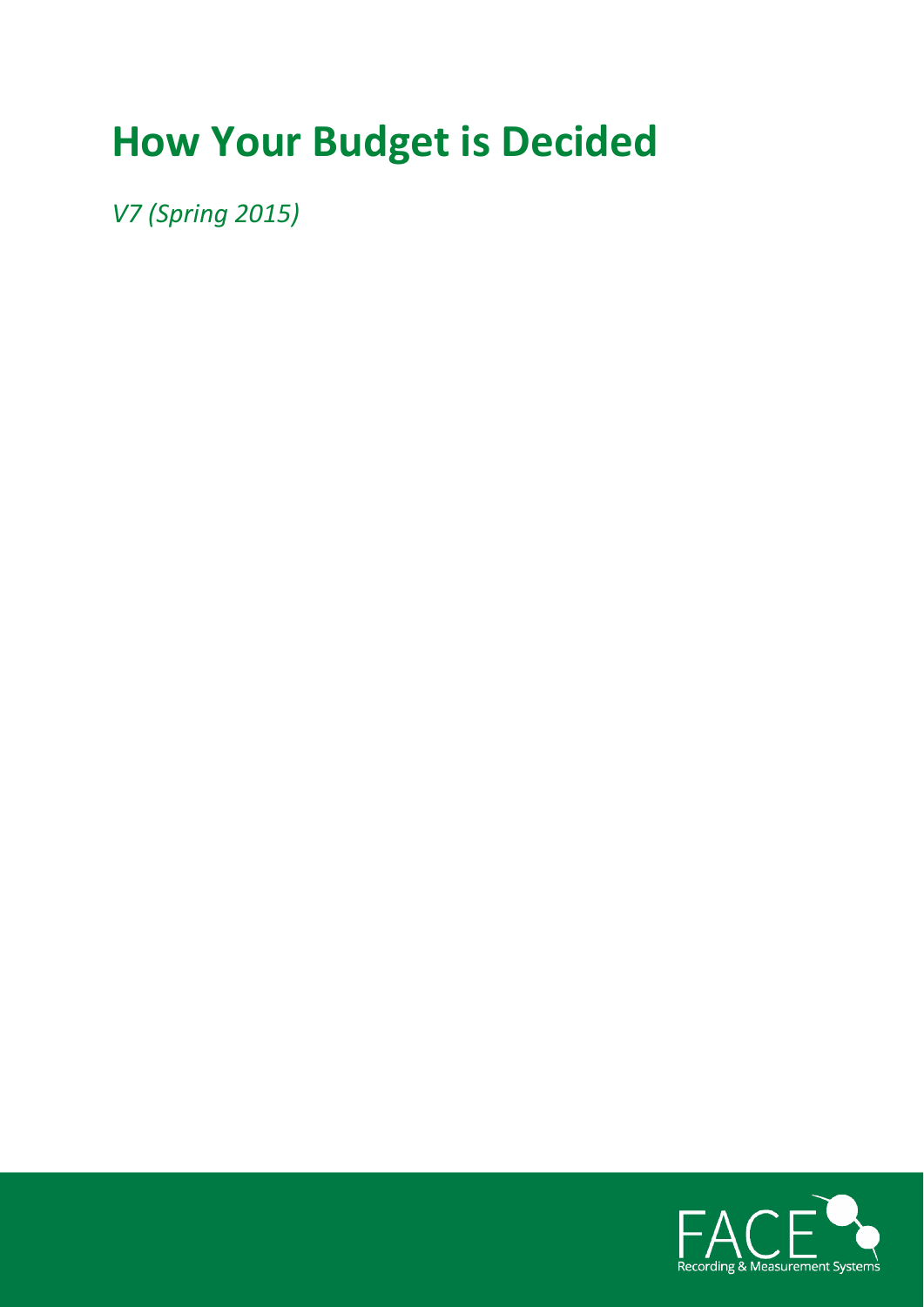# How Your Budget is Decided

*V7 (Spring 2015)*

FACE
Recording & Measurement Systems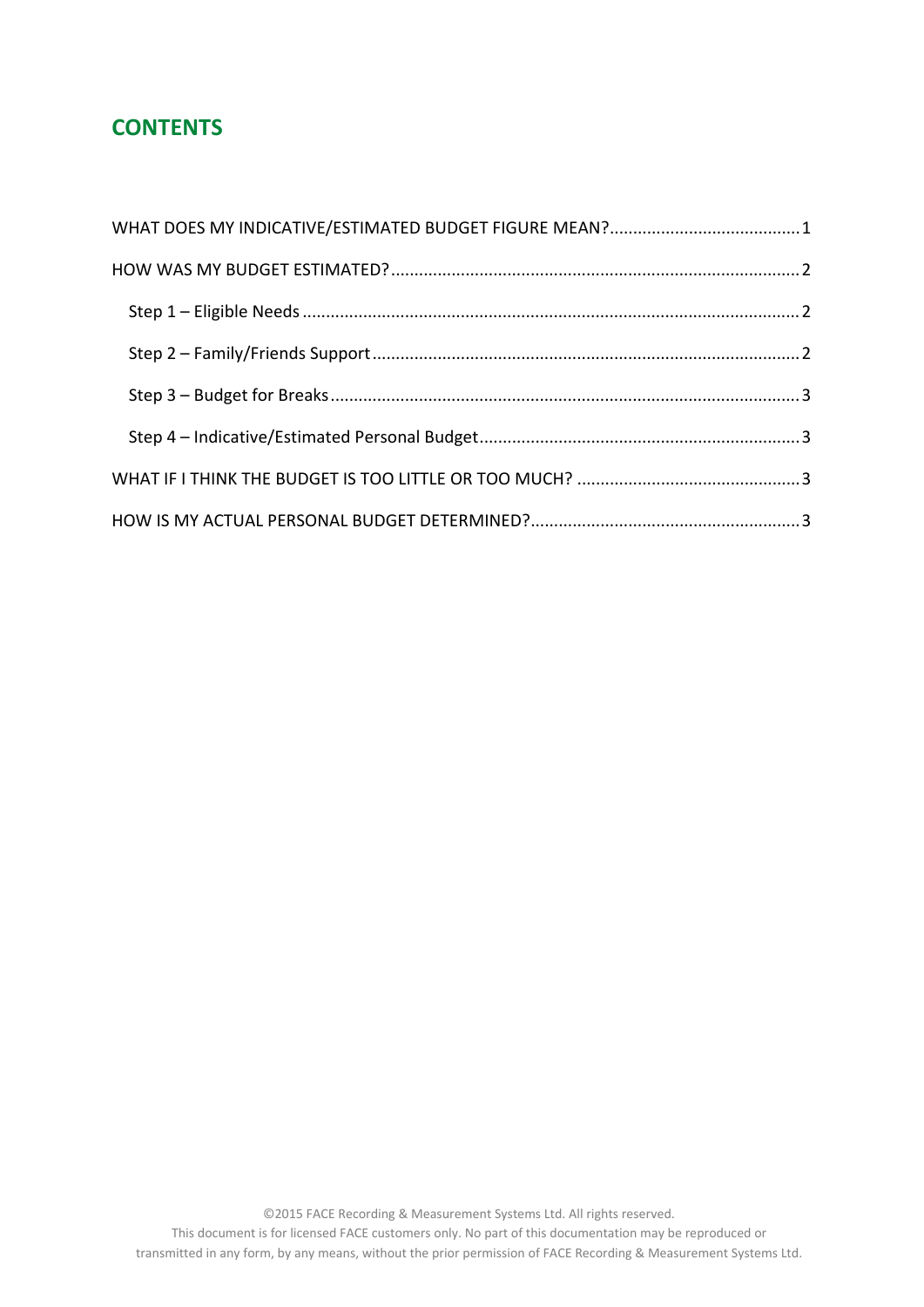# CONTENTS

WHAT DOES MY INDICATIVE/ESTIMATED BUDGET FIGURE MEAN?........................................1

HOW WAS MY BUDGET ESTIMATED?........................................................................................2

- Step 1 – Eligible Needs..........................................................................................................2
- Step 2 – Family/Friends Support............................................................................................2
- Step 3 – Budget for Breaks.....................................................................................................3
- Step 4 – Indicative/Estimated Personal Budget.....................................................................3

WHAT IF I THINK THE BUDGET IS TOO LITTLE OR TOO MUCH? .............................................3

HOW IS MY ACTUAL PERSONAL BUDGET DETERMINED?..........................................................3

©2015 FACE Recording & Measurement Systems Ltd. All rights reserved.
This document is for licensed FACE customers only. No part of this documentation may be reproduced or transmitted in any form, by any means, without the prior permission of FACE Recording & Measurement Systems Ltd.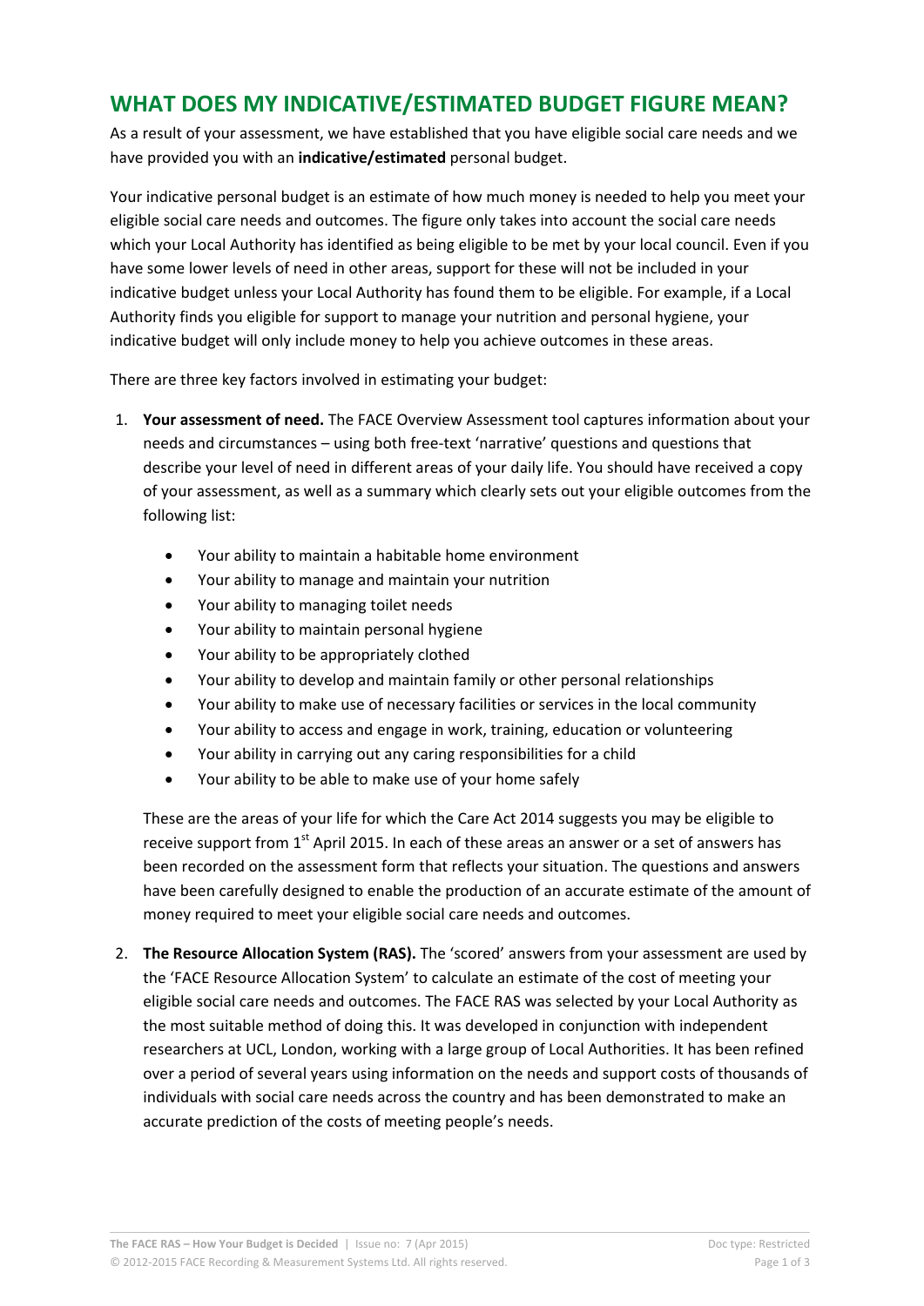# WHAT DOES MY INDICATIVE/ESTIMATED BUDGET FIGURE MEAN?

As a result of your assessment, we have established that you have eligible social care needs and we have provided you with an **indicative/estimated** personal budget.

Your indicative personal budget is an estimate of how much money is needed to help you meet your eligible social care needs and outcomes. The figure only takes into account the social care needs which your Local Authority has identified as being eligible to be met by your local council. Even if you have some lower levels of need in other areas, support for these will not be included in your indicative budget unless your Local Authority has found them to be eligible. For example, if a Local Authority finds you eligible for support to manage your nutrition and personal hygiene, your indicative budget will only include money to help you achieve outcomes in these areas.

There are three key factors involved in estimating your budget:

1. **Your assessment of need.** The FACE Overview Assessment tool captures information about your needs and circumstances – using both free-text 'narrative' questions and questions that describe your level of need in different areas of your daily life. You should have received a copy of your assessment, as well as a summary which clearly sets out your eligible outcomes from the following list:

    - Your ability to maintain a habitable home environment
    - Your ability to manage and maintain your nutrition
    - Your ability to managing toilet needs
    - Your ability to maintain personal hygiene
    - Your ability to be appropriately clothed
    - Your ability to develop and maintain family or other personal relationships
    - Your ability to make use of necessary facilities or services in the local community
    - Your ability to access and engage in work, training, education or volunteering
    - Your ability in carrying out any caring responsibilities for a child
    - Your ability to be able to make use of your home safely

    These are the areas of your life for which the Care Act 2014 suggests you may be eligible to receive support from 1st April 2015. In each of these areas an answer or a set of answers has been recorded on the assessment form that reflects your situation. The questions and answers have been carefully designed to enable the production of an accurate estimate of the amount of money required to meet your eligible social care needs and outcomes.

2. **The Resource Allocation System (RAS).** The 'scored' answers from your assessment are used by the 'FACE Resource Allocation System' to calculate an estimate of the cost of meeting your eligible social care needs and outcomes. The FACE RAS was selected by your Local Authority as the most suitable method of doing this. It was developed in conjunction with independent researchers at UCL, London, working with a large group of Local Authorities. It has been refined over a period of several years using information on the needs and support costs of thousands of individuals with social care needs across the country and has been demonstrated to make an accurate prediction of the costs of meeting people's needs.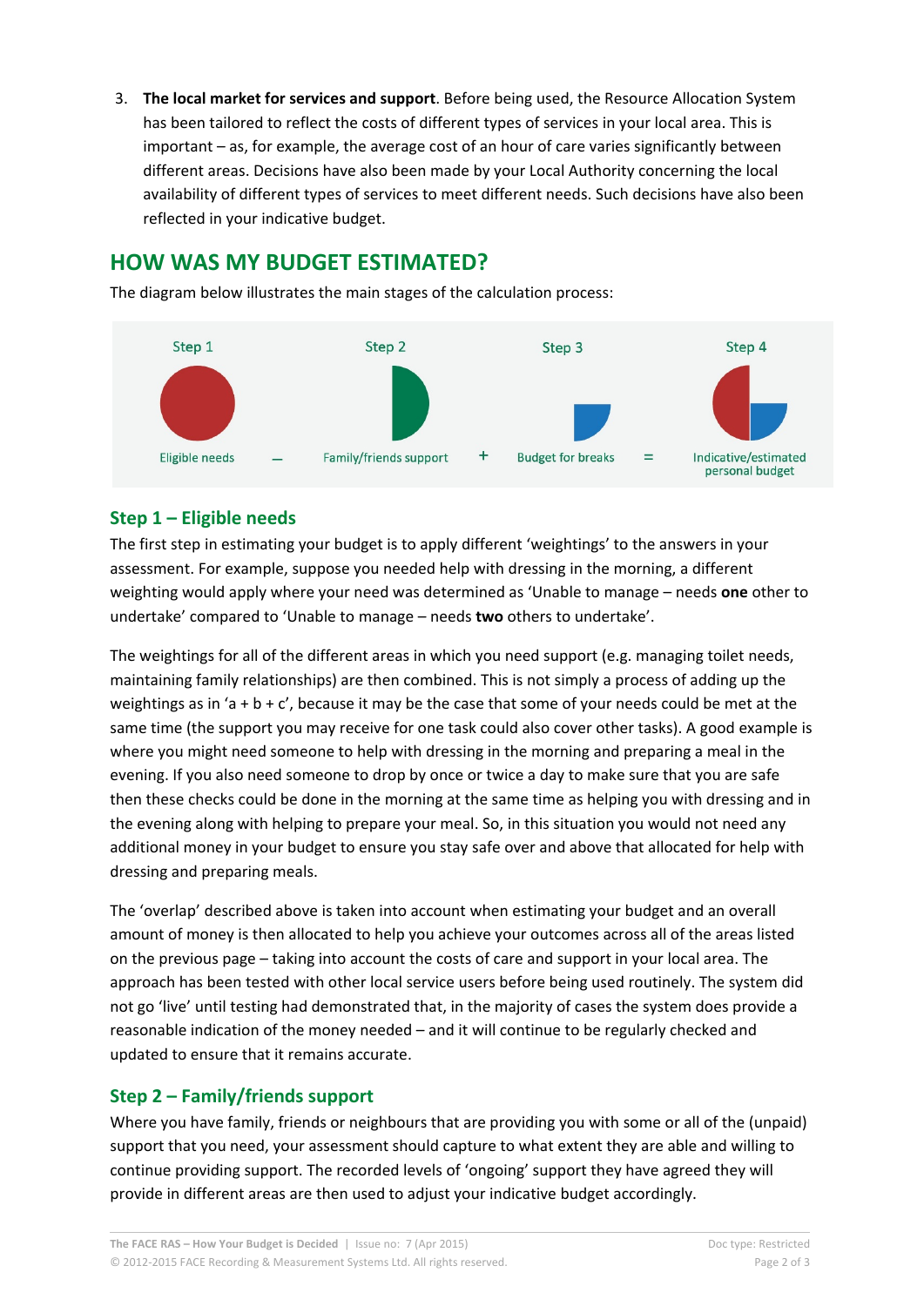3. **The local market for services and support**. Before being used, the Resource Allocation System has been tailored to reflect the costs of different types of services in your local area. This is important – as, for example, the average cost of an hour of care varies significantly between different areas. Decisions have also been made by your Local Authority concerning the local availability of different types of services to meet different needs. Such decisions have also been reflected in your indicative budget.

## HOW WAS MY BUDGET ESTIMATED?

The diagram below illustrates the main stages of the calculation process:

| Step 1 | | Step 2 | | Step 3 | | Step 4 |
|---|---|---|---|---|---|---|
| Eligible needs | – | Family/friends support | + | Budget for breaks | = | Indicative/estimated personal budget |

### Step 1 – Eligible needs

The first step in estimating your budget is to apply different 'weightings' to the answers in your assessment. For example, suppose you needed help with dressing in the morning, a different weighting would apply where your need was determined as 'Unable to manage – needs **one** other to undertake' compared to 'Unable to manage – needs **two** others to undertake'.

The weightings for all of the different areas in which you need support (e.g. managing toilet needs, maintaining family relationships) are then combined. This is not simply a process of adding up the weightings as in 'a + b + c', because it may be the case that some of your needs could be met at the same time (the support you may receive for one task could also cover other tasks). A good example is where you might need someone to help with dressing in the morning and preparing a meal in the evening. If you also need someone to drop by once or twice a day to make sure that you are safe then these checks could be done in the morning at the same time as helping you with dressing and in the evening along with helping to prepare your meal. So, in this situation you would not need any additional money in your budget to ensure you stay safe over and above that allocated for help with dressing and preparing meals.

The 'overlap' described above is taken into account when estimating your budget and an overall amount of money is then allocated to help you achieve your outcomes across all of the areas listed on the previous page – taking into account the costs of care and support in your local area. The approach has been tested with other local service users before being used routinely. The system did not go 'live' until testing had demonstrated that, in the majority of cases the system does provide a reasonable indication of the money needed – and it will continue to be regularly checked and updated to ensure that it remains accurate.

### Step 2 – Family/friends support

Where you have family, friends or neighbours that are providing you with some or all of the (unpaid) support that you need, your assessment should capture to what extent they are able and willing to continue providing support. The recorded levels of 'ongoing' support they have agreed they will provide in different areas are then used to adjust your indicative budget accordingly.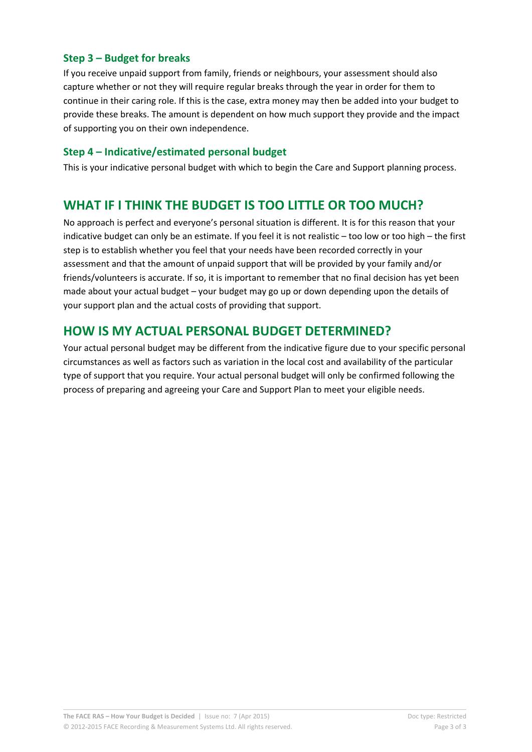### Step 3 – Budget for breaks

If you receive unpaid support from family, friends or neighbours, your assessment should also capture whether or not they will require regular breaks through the year in order for them to continue in their caring role. If this is the case, extra money may then be added into your budget to provide these breaks. The amount is dependent on how much support they provide and the impact of supporting you on their own independence.

### Step 4 – Indicative/estimated personal budget

This is your indicative personal budget with which to begin the Care and Support planning process.

## WHAT IF I THINK THE BUDGET IS TOO LITTLE OR TOO MUCH?

No approach is perfect and everyone's personal situation is different. It is for this reason that your indicative budget can only be an estimate. If you feel it is not realistic – too low or too high – the first step is to establish whether you feel that your needs have been recorded correctly in your assessment and that the amount of unpaid support that will be provided by your family and/or friends/volunteers is accurate. If so, it is important to remember that no final decision has yet been made about your actual budget – your budget may go up or down depending upon the details of your support plan and the actual costs of providing that support.

## HOW IS MY ACTUAL PERSONAL BUDGET DETERMINED?

Your actual personal budget may be different from the indicative figure due to your specific personal circumstances as well as factors such as variation in the local cost and availability of the particular type of support that you require. Your actual personal budget will only be confirmed following the process of preparing and agreeing your Care and Support Plan to meet your eligible needs.